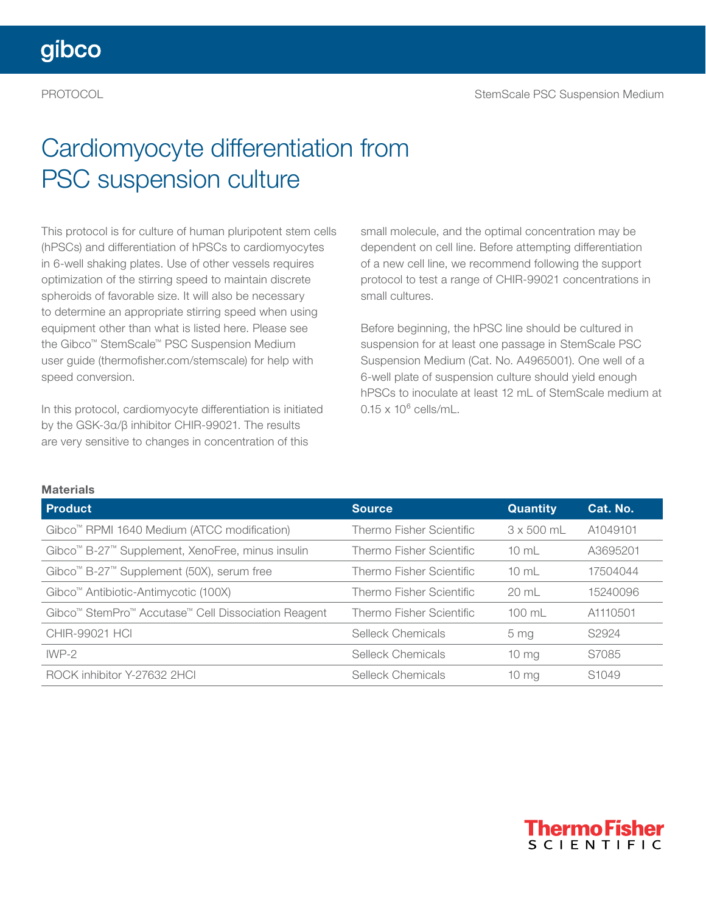# Cardiomyocyte differentiation from PSC suspension culture

This protocol is for culture of human pluripotent stem cells (hPSCs) and differentiation of hPSCs to cardiomyocytes in 6-well shaking plates. Use of other vessels requires optimization of the stirring speed to maintain discrete spheroids of favorable size. It will also be necessary to determine an appropriate stirring speed when using equipment other than what is listed here. Please see the Gibco™ StemScale™ PSC Suspension Medium user guide (thermofisher.com/stemscale) for help with speed conversion.

In this protocol, cardiomyocyte differentiation is initiated by the GSK-3α/β inhibitor CHIR-99021. The results are very sensitive to changes in concentration of this small molecule, and the optimal concentration may be dependent on cell line. Before attempting differentiation of a new cell line, we recommend following the support protocol to test a range of CHIR-99021 concentrations in small cultures.

Before beginning, the hPSC line should be cultured in suspension for at least one passage in StemScale PSC Suspension Medium (Cat. No. A4965001). One well of a 6-well plate of suspension culture should yield enough hPSCs to inoculate at least 12 mL of StemScale medium at $0.15 \times 10^6$ cells/mL.

**Materials**

| Product | Source | Quantity | Cat. No. |
|---|---|---|---|
| Gibco™ RPMI 1640 Medium (ATCC modification) | Thermo Fisher Scientific | 3 x 500 mL | A1049101 |
| Gibco™ B-27™ Supplement, XenoFree, minus insulin | Thermo Fisher Scientific | 10 mL | A3695201 |
| Gibco™ B-27™ Supplement (50X), serum free | Thermo Fisher Scientific | 10 mL | 17504044 |
| Gibco™ Antibiotic-Antimycotic (100X) | Thermo Fisher Scientific | 20 mL | 15240096 |
| Gibco™ StemPro™ Accutase™ Cell Dissociation Reagent | Thermo Fisher Scientific | 100 mL | A1110501 |
| CHIR-99021 HCl | Selleck Chemicals | 5 mg | S2924 |
| IWP-2 | Selleck Chemicals | 10 mg | S7085 |
| ROCK inhibitor Y-27632 2HCl | Selleck Chemicals | 10 mg | S1049 |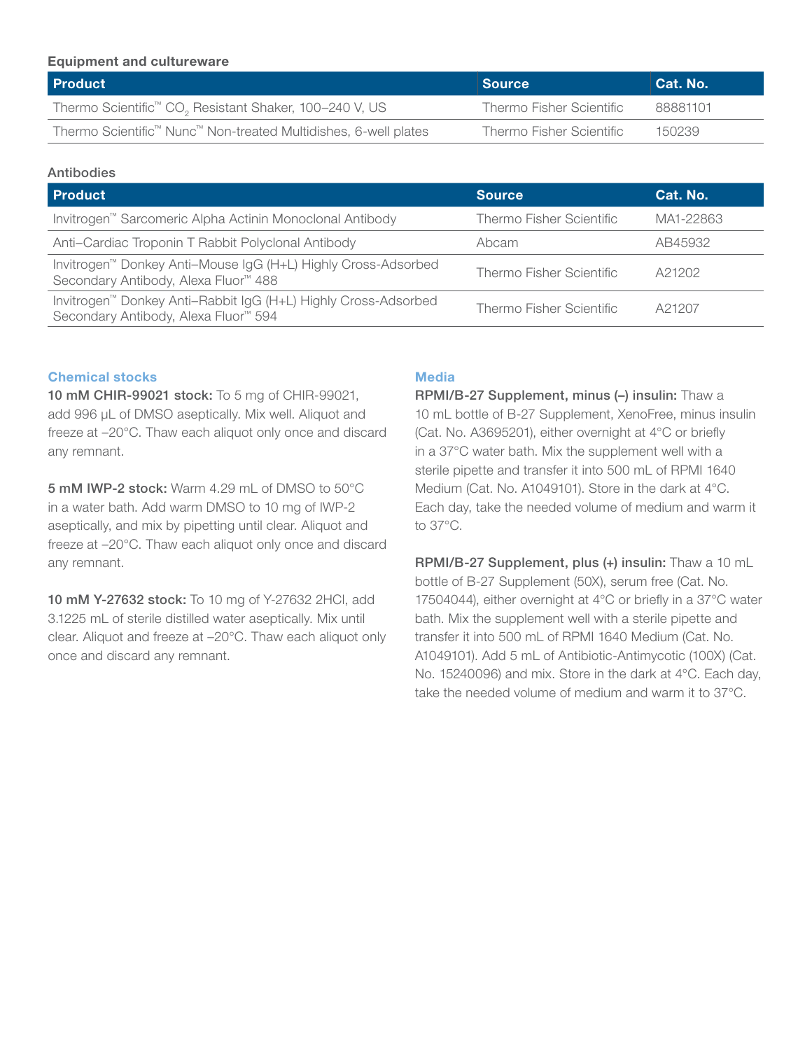### Equipment and cultureware

| Product | Source | Cat. No. |
| --- | --- | --- |
| Thermo Scientific™ $CO_2$ Resistant Shaker, 100–240 V, US | Thermo Fisher Scientific | 88881101 |
| Thermo Scientific™ Nunc™ Non-treated Multidishes, 6-well plates | Thermo Fisher Scientific | 150239 |

### Antibodies

| Product | Source | Cat. No. |
| --- | --- | --- |
| Invitrogen™ Sarcomeric Alpha Actinin Monoclonal Antibody | Thermo Fisher Scientific | MA1-22863 |
| Anti–Cardiac Troponin T Rabbit Polyclonal Antibody | Abcam | AB45932 |
| Invitrogen™ Donkey Anti–Mouse IgG (H+L) Highly Cross-Adsorbed Secondary Antibody, Alexa Fluor™ 488 | Thermo Fisher Scientific | A21202 |
| Invitrogen™ Donkey Anti–Rabbit IgG (H+L) Highly Cross-Adsorbed Secondary Antibody, Alexa Fluor™ 594 | Thermo Fisher Scientific | A21207 |

## Chemical stocks

**10 mM CHIR-99021 stock:** To 5 mg of CHIR-99021, add 996 µL of DMSO aseptically. Mix well. Aliquot and freeze at –20°C. Thaw each aliquot only once and discard any remnant.

**5 mM IWP-2 stock:** Warm 4.29 mL of DMSO to 50°C in a water bath. Add warm DMSO to 10 mg of IWP-2 aseptically, and mix by pipetting until clear. Aliquot and freeze at –20°C. Thaw each aliquot only once and discard any remnant.

**10 mM Y-27632 stock:** To 10 mg of Y-27632 2HCl, add 3.1225 mL of sterile distilled water aseptically. Mix until clear. Aliquot and freeze at –20°C. Thaw each aliquot only once and discard any remnant.

## Media

**RPMI/B-27 Supplement, minus (–) insulin:** Thaw a 10 mL bottle of B-27 Supplement, XenoFree, minus insulin (Cat. No. A3695201), either overnight at 4°C or briefly in a 37°C water bath. Mix the supplement well with a sterile pipette and transfer it into 500 mL of RPMI 1640 Medium (Cat. No. A1049101). Store in the dark at 4°C. Each day, take the needed volume of medium and warm it to 37°C.

**RPMI/B-27 Supplement, plus (+) insulin:** Thaw a 10 mL bottle of B-27 Supplement (50X), serum free (Cat. No. 17504044), either overnight at 4°C or briefly in a 37°C water bath. Mix the supplement well with a sterile pipette and transfer it into 500 mL of RPMI 1640 Medium (Cat. No. A1049101). Add 5 mL of Antibiotic-Antimycotic (100X) (Cat. No. 15240096) and mix. Store in the dark at 4°C. Each day, take the needed volume of medium and warm it to 37°C.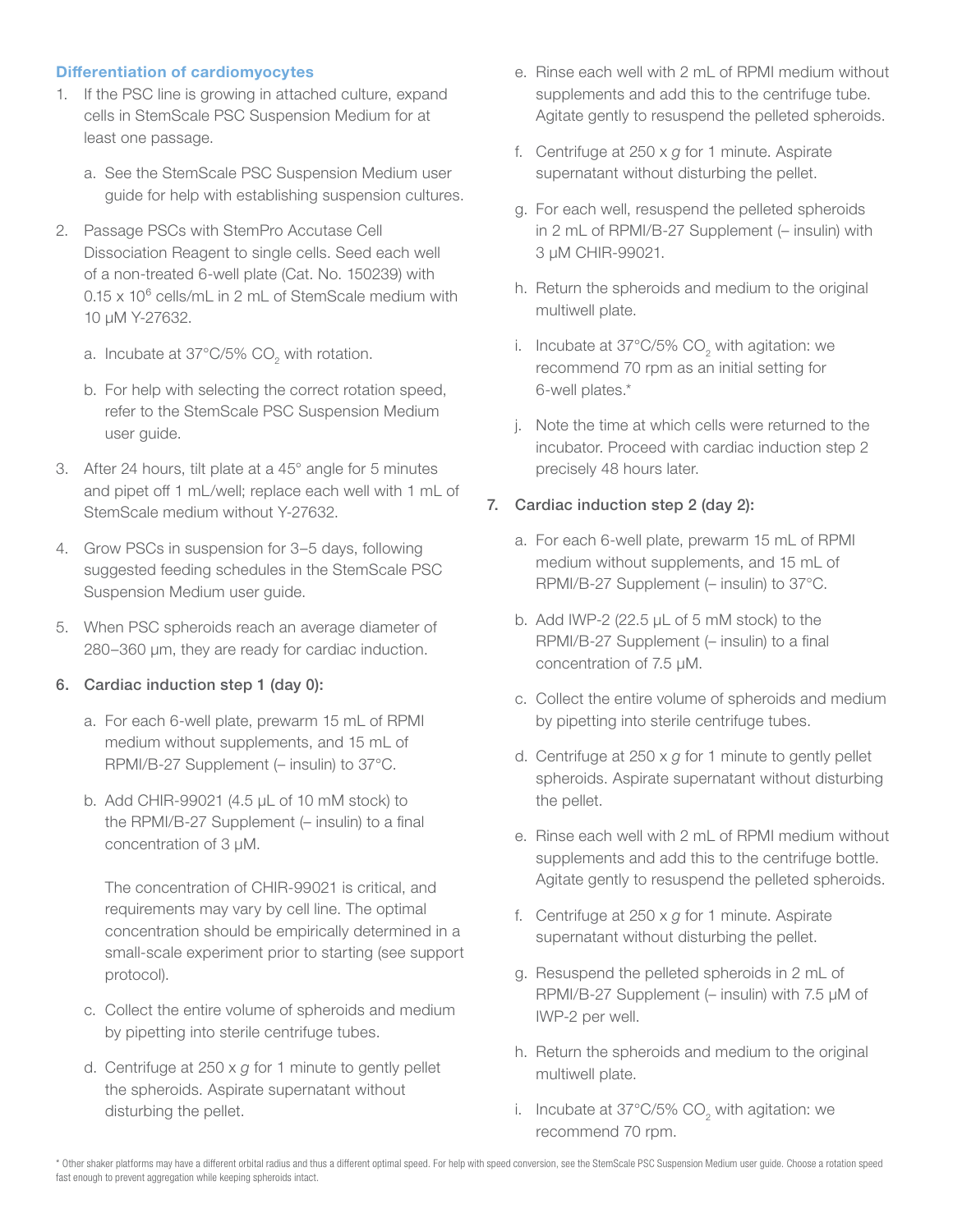### Differentiation of cardiomyocytes

1. If the PSC line is growing in attached culture, expand cells in StemScale PSC Suspension Medium for at least one passage.
   a. See the StemScale PSC Suspension Medium user guide for help with establishing suspension cultures.
2. Passage PSCs with StemPro Accutase Cell Dissociation Reagent to single cells. Seed each well of a non-treated 6-well plate (Cat. No. 150239) with $0.15 \times 10^6$ cells/mL in 2 mL of StemScale medium with 10 µM Y-27632.
   a. Incubate at 37°C/5% $CO_2$ with rotation.
   b. For help with selecting the correct rotation speed, refer to the StemScale PSC Suspension Medium user guide.
3. After 24 hours, tilt plate at a 45° angle for 5 minutes and pipet off 1 mL/well; replace each well with 1 mL of StemScale medium without Y-27632.
4. Grow PSCs in suspension for 3–5 days, following suggested feeding schedules in the StemScale PSC Suspension Medium user guide.
5. When PSC spheroids reach an average diameter of 280–360 µm, they are ready for cardiac induction.
6. **Cardiac induction step 1 (day 0):**
   a. For each 6-well plate, prewarm 15 mL of RPMI medium without supplements, and 15 mL of RPMI/B-27 Supplement (– insulin) to 37°C.
   b. Add CHIR-99021 (4.5 µL of 10 mM stock) to the RPMI/B-27 Supplement (– insulin) to a final concentration of 3 µM.

      The concentration of CHIR-99021 is critical, and requirements may vary by cell line. The optimal concentration should be empirically determined in a small-scale experiment prior to starting (see support protocol).

   c. Collect the entire volume of spheroids and medium by pipetting into sterile centrifuge tubes.
   d. Centrifuge at 250 x *g* for 1 minute to gently pellet the spheroids. Aspirate supernatant without disturbing the pellet.
   e. Rinse each well with 2 mL of RPMI medium without supplements and add this to the centrifuge tube. Agitate gently to resuspend the pelleted spheroids.
   f. Centrifuge at 250 x *g* for 1 minute. Aspirate supernatant without disturbing the pellet.
   g. For each well, resuspend the pelleted spheroids in 2 mL of RPMI/B-27 Supplement (– insulin) with 3 µM CHIR-99021.
   h. Return the spheroids and medium to the original multiwell plate.
   i. Incubate at 37°C/5% $CO_2$ with agitation: we recommend 70 rpm as an initial setting for 6-well plates.*
   j. Note the time at which cells were returned to the incubator. Proceed with cardiac induction step 2 precisely 48 hours later.
7. **Cardiac induction step 2 (day 2):**
   a. For each 6-well plate, prewarm 15 mL of RPMI medium without supplements, and 15 mL of RPMI/B-27 Supplement (– insulin) to 37°C.
   b. Add IWP-2 (22.5 µL of 5 mM stock) to the RPMI/B-27 Supplement (– insulin) to a final concentration of 7.5 µM.
   c. Collect the entire volume of spheroids and medium by pipetting into sterile centrifuge tubes.
   d. Centrifuge at 250 x *g* for 1 minute to gently pellet spheroids. Aspirate supernatant without disturbing the pellet.
   e. Rinse each well with 2 mL of RPMI medium without supplements and add this to the centrifuge bottle. Agitate gently to resuspend the pelleted spheroids.
   f. Centrifuge at 250 x *g* for 1 minute. Aspirate supernatant without disturbing the pellet.
   g. Resuspend the pelleted spheroids in 2 mL of RPMI/B-27 Supplement (– insulin) with 7.5 µM of IWP-2 per well.
   h. Return the spheroids and medium to the original multiwell plate.
   i. Incubate at 37°C/5% $CO_2$ with agitation: we recommend 70 rpm.

* Other shaker platforms may have a different orbital radius and thus a different optimal speed. For help with speed conversion, see the StemScale PSC Suspension Medium user guide. Choose a rotation speed fast enough to prevent aggregation while keeping spheroids intact.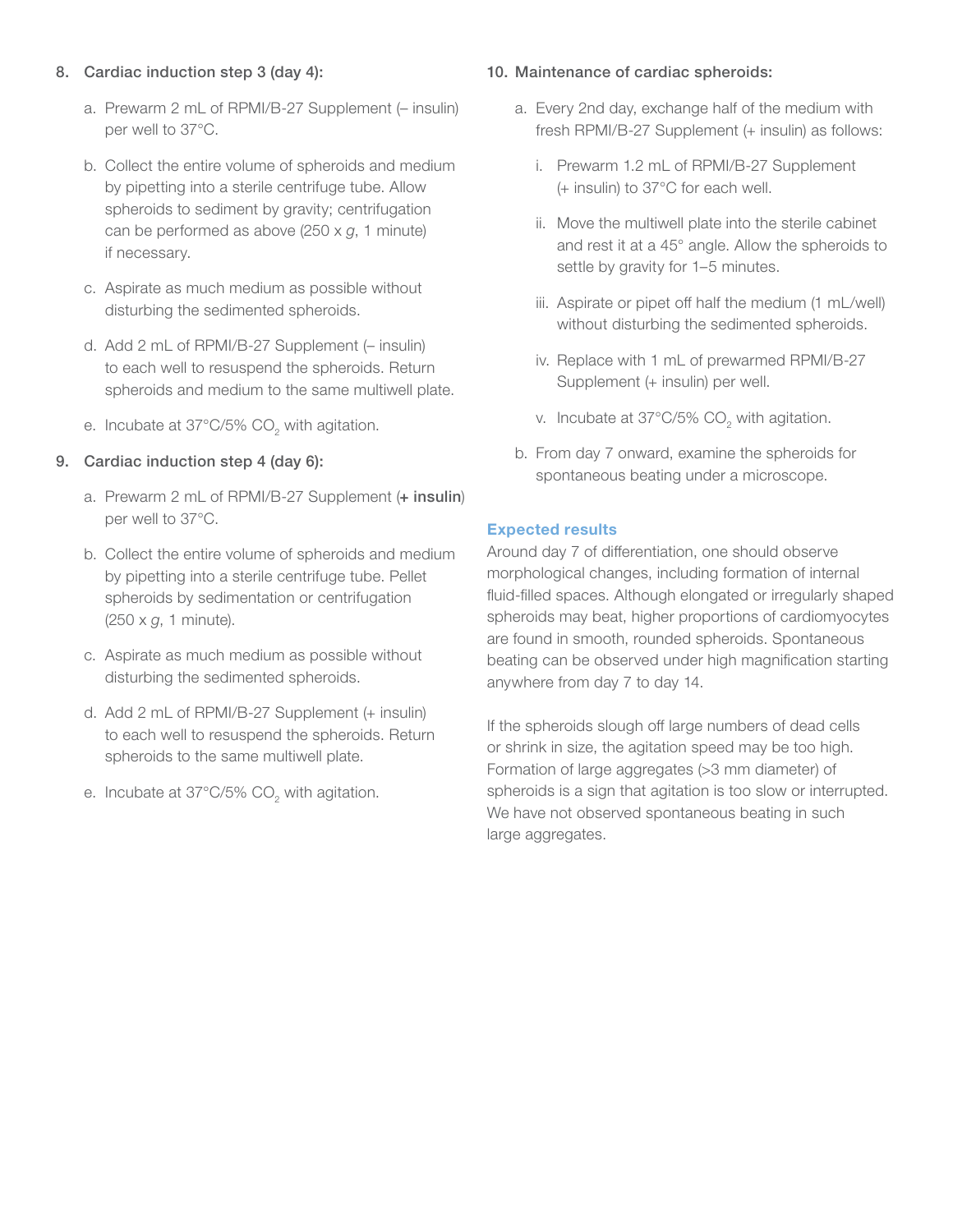8. **Cardiac induction step 3 (day 4):**

   a. Prewarm 2 mL of RPMI/B-27 Supplement (– insulin) per well to 37°C.

   b. Collect the entire volume of spheroids and medium by pipetting into a sterile centrifuge tube. Allow spheroids to sediment by gravity; centrifugation can be performed as above (250 x *g*, 1 minute) if necessary.

   c. Aspirate as much medium as possible without disturbing the sedimented spheroids.

   d. Add 2 mL of RPMI/B-27 Supplement (– insulin) to each well to resuspend the spheroids. Return spheroids and medium to the same multiwell plate.

   e. Incubate at 37°C/5% $CO_2$ with agitation.

9. **Cardiac induction step 4 (day 6):**

   a. Prewarm 2 mL of RPMI/B-27 Supplement (**+ insulin**) per well to 37°C.

   b. Collect the entire volume of spheroids and medium by pipetting into a sterile centrifuge tube. Pellet spheroids by sedimentation or centrifugation (250 x *g*, 1 minute).

   c. Aspirate as much medium as possible without disturbing the sedimented spheroids.

   d. Add 2 mL of RPMI/B-27 Supplement (+ insulin) to each well to resuspend the spheroids. Return spheroids to the same multiwell plate.

   e. Incubate at 37°C/5% $CO_2$ with agitation.

10. **Maintenance of cardiac spheroids:**

    a. Every 2nd day, exchange half of the medium with fresh RPMI/B-27 Supplement (+ insulin) as follows:

       i. Prewarm 1.2 mL of RPMI/B-27 Supplement (+ insulin) to 37°C for each well.

       ii. Move the multiwell plate into the sterile cabinet and rest it at a 45° angle. Allow the spheroids to settle by gravity for 1–5 minutes.

       iii. Aspirate or pipet off half the medium (1 mL/well) without disturbing the sedimented spheroids.

       iv. Replace with 1 mL of prewarmed RPMI/B-27 Supplement (+ insulin) per well.

       v. Incubate at 37°C/5% $CO_2$ with agitation.

    b. From day 7 onward, examine the spheroids for spontaneous beating under a microscope.

### Expected results

Around day 7 of differentiation, one should observe morphological changes, including formation of internal fluid-filled spaces. Although elongated or irregularly shaped spheroids may beat, higher proportions of cardiomyocytes are found in smooth, rounded spheroids. Spontaneous beating can be observed under high magnification starting anywhere from day 7 to day 14.

If the spheroids slough off large numbers of dead cells or shrink in size, the agitation speed may be too high. Formation of large aggregates (>3 mm diameter) of spheroids is a sign that agitation is too slow or interrupted. We have not observed spontaneous beating in such large aggregates.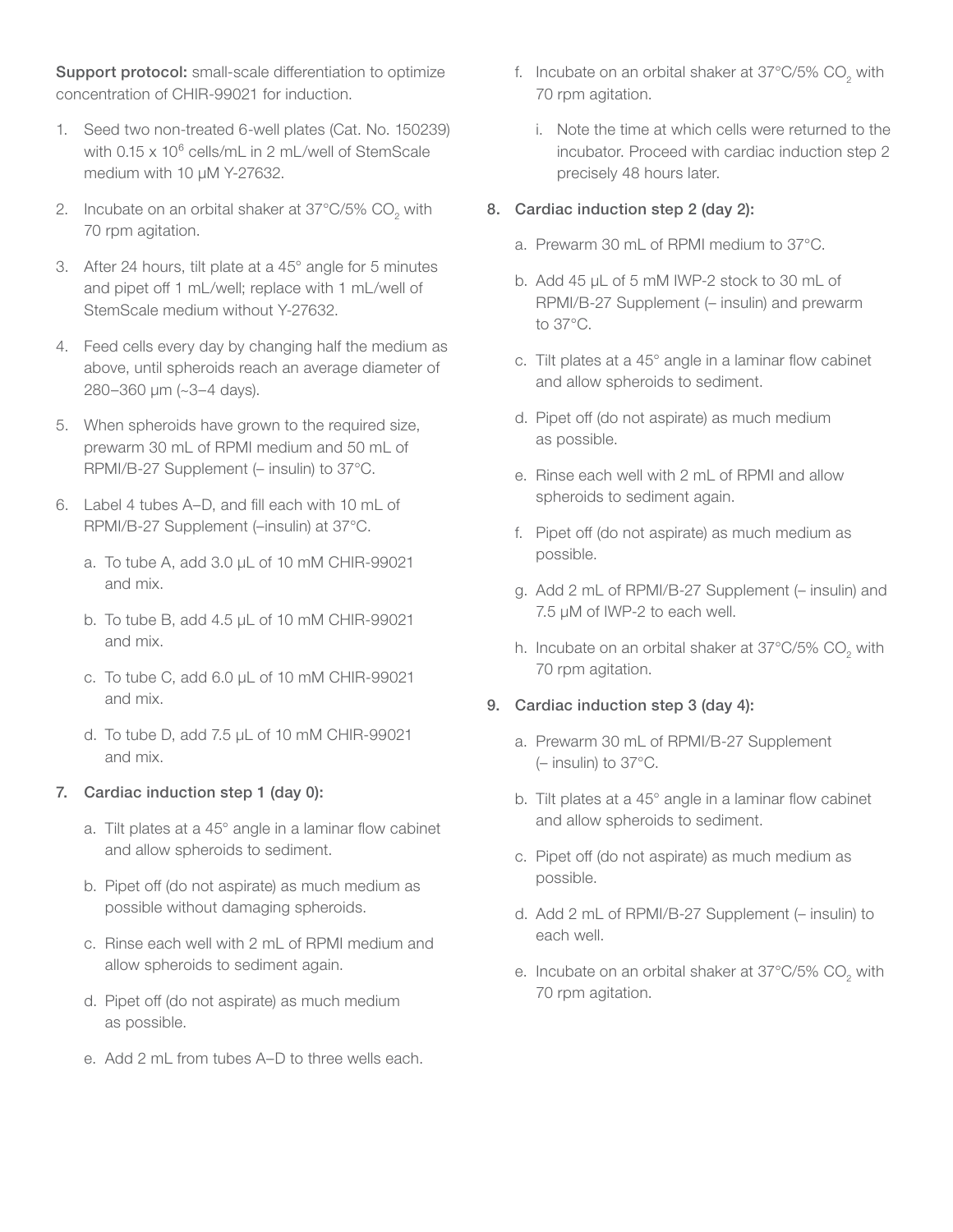**Support protocol:** small-scale differentiation to optimize concentration of CHIR-99021 for induction.

1. Seed two non-treated 6-well plates (Cat. No. 150239) with 0.15 x $10^6$ cells/mL in 2 mL/well of StemScale medium with 10 µM Y-27632.
2. Incubate on an orbital shaker at 37°C/5% $CO_2$ with 70 rpm agitation.
3. After 24 hours, tilt plate at a 45° angle for 5 minutes and pipet off 1 mL/well; replace with 1 mL/well of StemScale medium without Y-27632.
4. Feed cells every day by changing half the medium as above, until spheroids reach an average diameter of 280–360 µm (~3–4 days).
5. When spheroids have grown to the required size, prewarm 30 mL of RPMI medium and 50 mL of RPMI/B-27 Supplement (– insulin) to 37°C.
6. Label 4 tubes A–D, and fill each with 10 mL of RPMI/B-27 Supplement (–insulin) at 37°C.
   a. To tube A, add 3.0 µL of 10 mM CHIR-99021 and mix.
   b. To tube B, add 4.5 µL of 10 mM CHIR-99021 and mix.
   c. To tube C, add 6.0 µL of 10 mM CHIR-99021 and mix.
   d. To tube D, add 7.5 µL of 10 mM CHIR-99021 and mix.
7. **Cardiac induction step 1 (day 0):**
   a. Tilt plates at a 45° angle in a laminar flow cabinet and allow spheroids to sediment.
   b. Pipet off (do not aspirate) as much medium as possible without damaging spheroids.
   c. Rinse each well with 2 mL of RPMI medium and allow spheroids to sediment again.
   d. Pipet off (do not aspirate) as much medium as possible.
   e. Add 2 mL from tubes A–D to three wells each.
   f. Incubate on an orbital shaker at 37°C/5% $CO_2$ with 70 rpm agitation.
      i. Note the time at which cells were returned to the incubator. Proceed with cardiac induction step 2 precisely 48 hours later.
8. **Cardiac induction step 2 (day 2):**
   a. Prewarm 30 mL of RPMI medium to 37°C.
   b. Add 45 µL of 5 mM IWP-2 stock to 30 mL of RPMI/B-27 Supplement (– insulin) and prewarm to 37°C.
   c. Tilt plates at a 45° angle in a laminar flow cabinet and allow spheroids to sediment.
   d. Pipet off (do not aspirate) as much medium as possible.
   e. Rinse each well with 2 mL of RPMI and allow spheroids to sediment again.
   f. Pipet off (do not aspirate) as much medium as possible.
   g. Add 2 mL of RPMI/B-27 Supplement (– insulin) and 7.5 µM of IWP-2 to each well.
   h. Incubate on an orbital shaker at 37°C/5% $CO_2$ with 70 rpm agitation.
9. **Cardiac induction step 3 (day 4):**
   a. Prewarm 30 mL of RPMI/B-27 Supplement (– insulin) to 37°C.
   b. Tilt plates at a 45° angle in a laminar flow cabinet and allow spheroids to sediment.
   c. Pipet off (do not aspirate) as much medium as possible.
   d. Add 2 mL of RPMI/B-27 Supplement (– insulin) to each well.
   e. Incubate on an orbital shaker at 37°C/5% $CO_2$ with 70 rpm agitation.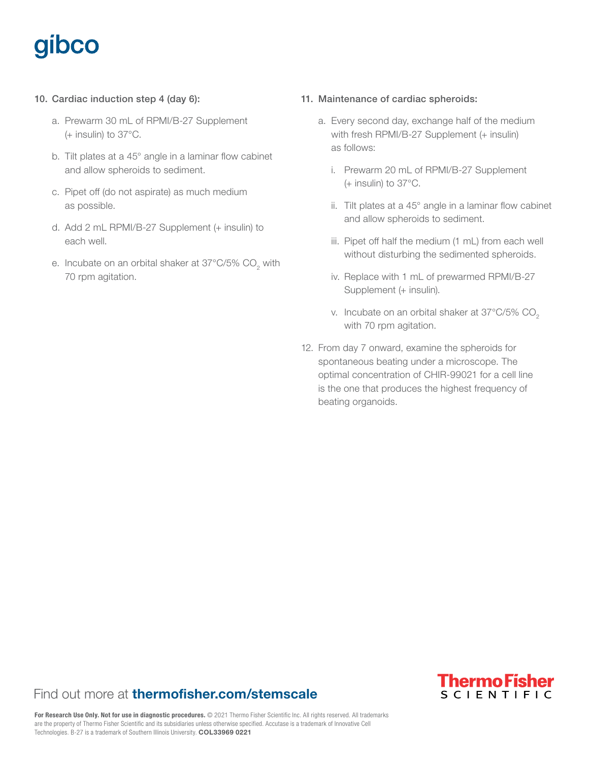10. Cardiac induction step 4 (day 6):

    a. Prewarm 30 mL of RPMI/B-27 Supplement (+ insulin) to 37°C.

    b. Tilt plates at a 45° angle in a laminar flow cabinet and allow spheroids to sediment.

    c. Pipet off (do not aspirate) as much medium as possible.

    d. Add 2 mL RPMI/B-27 Supplement (+ insulin) to each well.

    e. Incubate on an orbital shaker at 37°C/5% $CO_2$ with 70 rpm agitation.

11. Maintenance of cardiac spheroids:

    a. Every second day, exchange half of the medium with fresh RPMI/B-27 Supplement (+ insulin) as follows:

       i. Prewarm 20 mL of RPMI/B-27 Supplement (+ insulin) to 37°C.

       ii. Tilt plates at a 45° angle in a laminar flow cabinet and allow spheroids to sediment.

       iii. Pipet off half the medium (1 mL) from each well without disturbing the sedimented spheroids.

       iv. Replace with 1 mL of prewarmed RPMI/B-27 Supplement (+ insulin).

       v. Incubate on an orbital shaker at 37°C/5% $CO_2$ with 70 rpm agitation.

12. From day 7 onward, examine the spheroids for spontaneous beating under a microscope. The optimal concentration of CHIR-99021 for a cell line is the one that produces the highest frequency of beating organoids.

Find out more at **thermofisher.com/stemscale**

**For Research Use Only. Not for use in diagnostic procedures.** © 2021 Thermo Fisher Scientific Inc. All rights reserved. All trademarks are the property of Thermo Fisher Scientific and its subsidiaries unless otherwise specified. Accutase is a trademark of Innovative Cell Technologies. B-27 is a trademark of Southern Illinois University. **COL33969 0221**